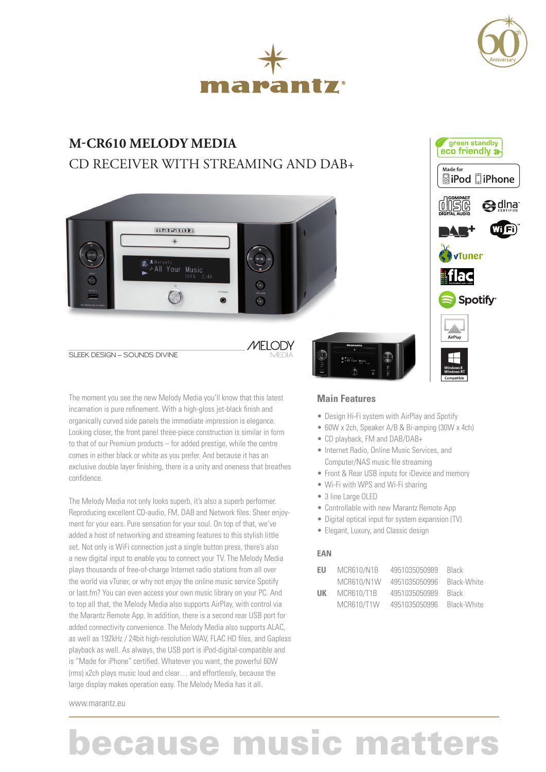# M-CR610 MELODY MEDIA

## CD RECEIVER WITH STREAMING AND DAB+

SLEEK DESIGN – SOUNDS DIVINE

The moment you see the new Melody Media you'll know that this latest incarnation is pure refinement. With a high-gloss jet-black finish and organically curved side panels the immediate impression is elegance. Looking closer, the front panel three-piece construction is similar in form to that of our Premium products – for added prestige, while the centre comes in either black or white as you prefer. And because it has an exclusive double layer finishing, there is a unity and oneness that breathes confidence.

The Melody Media not only looks superb, it's also a superb performer. Reproducing excellent CD-audio, FM, DAB and Network files. Sheer enjoyment for your ears. Pure sensation for your soul. On top of that, we've added a host of networking and streaming features to this stylish little set. Not only is WiFi connection just a single button press, there's also a new digital input to enable you to connect your TV. The Melody Media plays thousands of free-of-charge Internet radio stations from all over the world via vTuner, or why not enjoy the online music service Spotify or last.fm? You can even access your own music library on your PC. And to top all that, the Melody Media also supports AirPlay, with control via the Marantz Remote App. In addition, there is a second rear USB port for added connectivity convenience. The Melody Media also supports ALAC, as well as 192kHz / 24bit high-resolution WAV, FLAC HD files, and Gapless playback as well. As always, the USB port is iPod-digital-compatible and is "Made for iPhone" certified. Whatever you want, the powerful 60W (rms) x2ch plays music loud and clear… and effortlessly, because the large display makes operation easy. The Melody Media has it all.

### Main Features

- Design Hi-Fi system with AirPlay and Spotify
- 60W x 2ch, Speaker A/B & Bi-amping (30W x 4ch)
- CD playback, FM and DAB/DAB+
- Internet Radio, Online Music Services, and Computer/NAS music file streaming
- Front & Rear USB inputs for iDevice and memory
- Wi-Fi with WPS and Wi-Fi sharing
- 3 line Large OLED
- Controllable with new Marantz Remote App
- Digital optical input for system expansion (TV)
- Elegant, Luxury, and Classic design

### EAN

| | | | |
|---|---|---|---|
| EU | MCR610/N1B | 4951035050989 | Black |
| | MCR610/N1W | 4951035050996 | Black-White |
| UK | MCR610/T1B | 4951035050989 | Black |
| | MCR610/T1W | 4951035050996 | Black-White |

www.marantz.eu

because music matters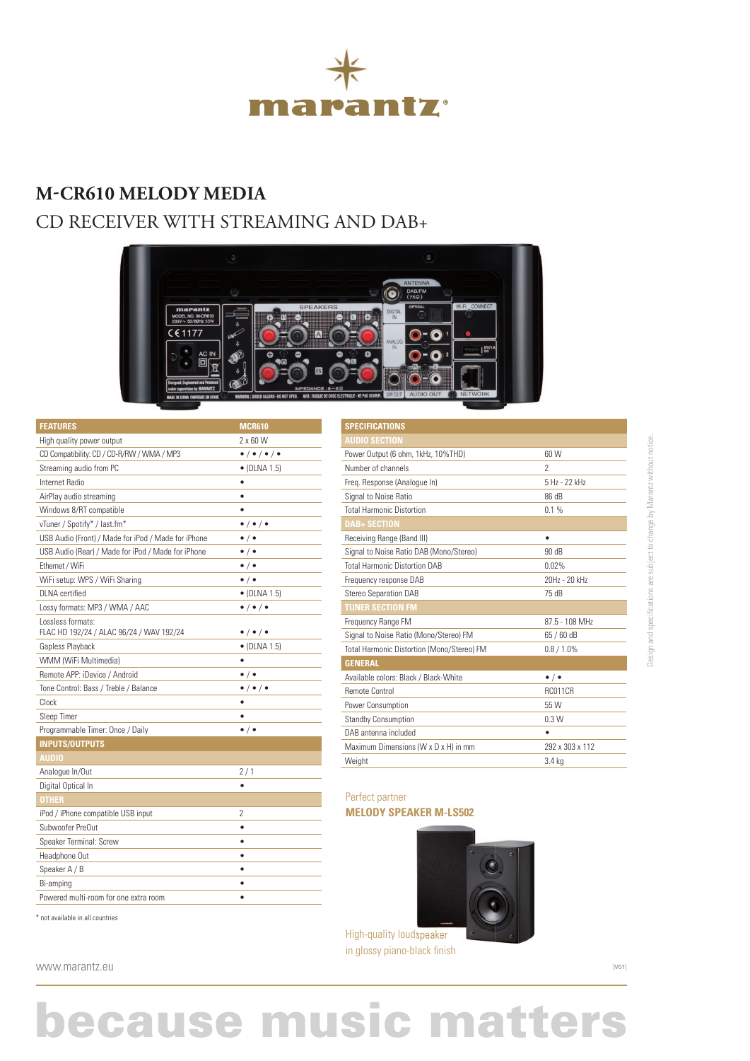# M-CR610 MELODY MEDIA

## CD RECEIVER WITH STREAMING AND DAB+

| FEATURES | MCR610 |
|---|---|
| High quality power output | 2 x 60 W |
| CD Compatibility: CD / CD-R/RW / WMA / MP3 | • / • / • / • |
| Streaming audio from PC | • (DLNA 1.5) |
| Internet Radio | • |
| AirPlay audio streaming | • |
| Windows 8/RT compatible | • |
| vTuner / Spotify* / last.fm* | • / • / • |
| USB Audio (Front) / Made for iPod / Made for iPhone | • / • |
| USB Audio (Rear) / Made for iPod / Made for iPhone | • / • |
| Ethernet / WiFi | • / • |
| WiFi setup: WPS / WiFi Sharing | • / • |
| DLNA certified | • (DLNA 1.5) |
| Lossy formats: MP3 / WMA / AAC | • / • / • |
| Lossless formats: FLAC HD 192/24 / ALAC 96/24 / WAV 192/24 | • / • / • |
| Gapless Playback | • (DLNA 1.5) |
| WMM (WiFi Multimedia) | • |
| Remote APP: iDevice / Android | • / • |
| Tone Control: Bass / Treble / Balance | • / • / • |
| Clock | • |
| Sleep Timer | • |
| Programmable Timer: Once / Daily | • / • |
| **INPUTS/OUTPUTS** | |
| **AUDIO** | |
| Analogue In/Out | 2 / 1 |
| Digital Optical In | • |
| **OTHER** | |
| iPod / iPhone compatible USB input | 2 |
| Subwoofer PreOut | • |
| Speaker Terminal: Screw | • |
| Headphone Out | • |
| Speaker A / B | • |
| Bi-amping | • |
| Powered multi-room for one extra room | • |

\* not available in all countries

| SPECIFICATIONS | |
|---|---|
| **AUDIO SECTION** | |
| Power Output (6 ohm, 1kHz, 10%THD) | 60 W |
| Number of channels | 2 |
| Freq. Response (Analogue In) | 5 Hz - 22 kHz |
| Signal to Noise Ratio | 86 dB |
| Total Harmonic Distortion | 0.1 % |
| **DAB+ SECTION** | |
| Receiving Range (Band III) | • |
| Signal to Noise Ratio DAB (Mono/Stereo) | 90 dB |
| Total Harmonic Distortion DAB | 0.02% |
| Frequency response DAB | 20Hz - 20 kHz |
| Stereo Separation DAB | 75 dB |
| **TUNER SECTION FM** | |
| Frequency Range FM | 87.5 - 108 MHz |
| Signal to Noise Ratio (Mono/Stereo) FM | 65 / 60 dB |
| Total Harmonic Distortion (Mono/Stereo) FM | 0.8 / 1.0% |
| **GENERAL** | |
| Available colors: Black / Black-White | • / • |
| Remote Control | RC011CR |
| Power Consumption | 55 W |
| Standby Consumption | 0.3 W |
| DAB antenna included | • |
| Maximum Dimensions (W x D x H) in mm | 292 x 303 x 112 |
| Weight | 3.4 kg |

Perfect partner

**MELODY SPEAKER M-LS502**

High-quality loudspeaker in glossy piano-black finish

Design and specifications are subject to change by Marantz without notice.

www.marantz.eu

|V01|

because music matters